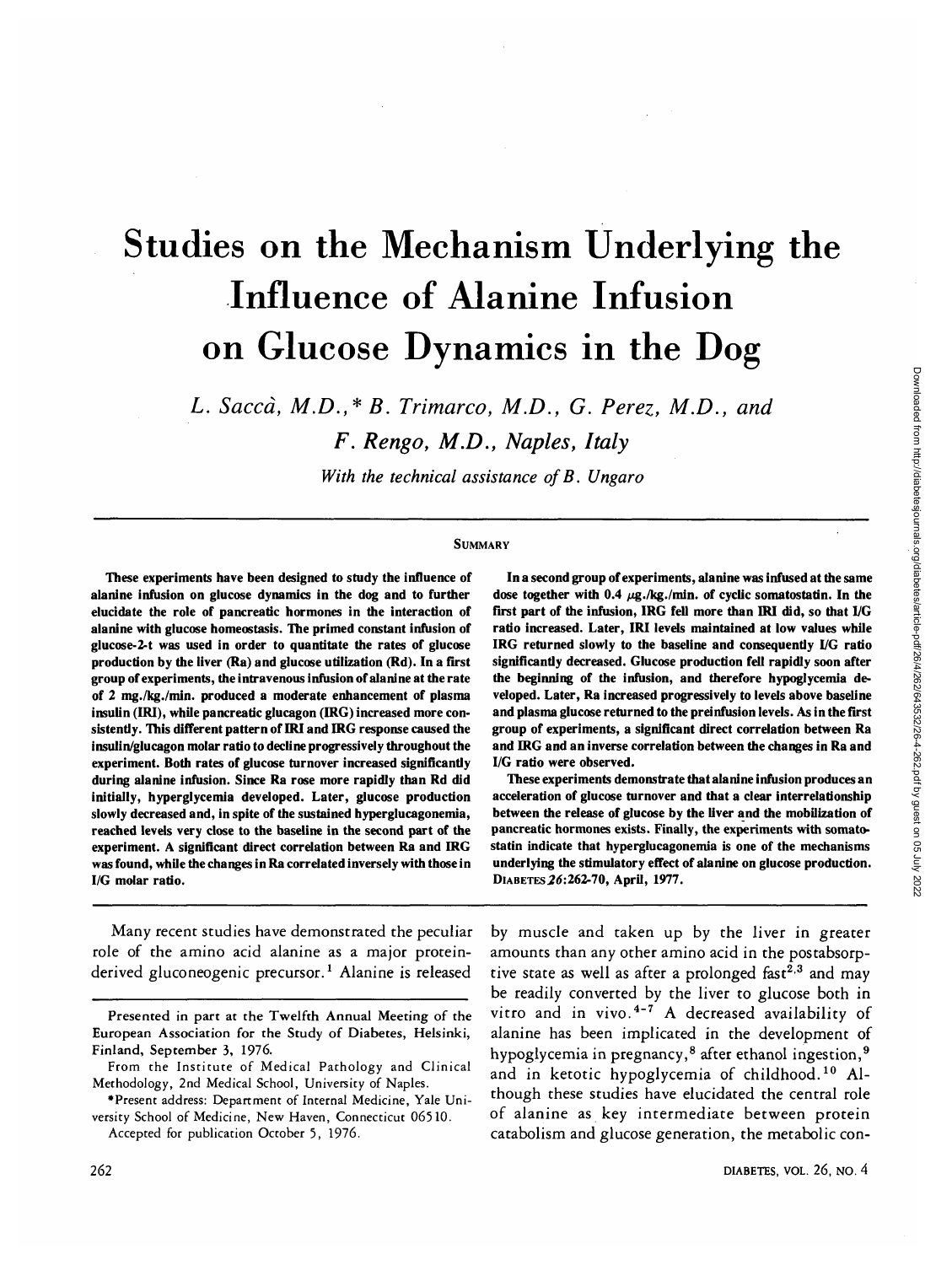# Studies on the Mechanism Underlying the Influence of Alanine Infusion on Glucose Dynamics in the Dog

*L. Saccà, M.D.,\* B. Trimarco, M.D., G. Perez, M.D., and F. Rengo, M.D., Naples, Italy*

*With the technical assistance of B. Ungaro*

## Summary

**These experiments have been designed to study the influence of alanine infusion on glucose dynamics in the dog and to further elucidate the role of pancreatic hormones in the interaction of alanine with glucose homeostasis. The primed constant infusion of glucose-2-t was used in order to quantitate the rates of glucose production by the liver (Ra) and glucose utilization (Rd). In a first group of experiments, the intravenous infusion of alanine at the rate of 2 mg./kg./min. produced a moderate enhancement of plasma insulin (IRI), while pancreatic glucagon (IRG) increased more consistently. This different pattern of IRI and IRG response caused the insulin/glucagon molar ratio to decline progressively throughout the experiment. Both rates of glucose turnover increased significantly during alanine infusion. Since Ra rose more rapidly than Rd did initially, hyperglycemia developed. Later, glucose production slowly decreased and, in spite of the sustained hyperglucagonemia, reached levels very close to the baseline in the second part of the experiment. A significant direct correlation between Ra and IRG was found, while the changes in Ra correlated inversely with those in I/G molar ratio.**

**In a second group of experiments, alanine was infused at the same dose together with 0.4 $\mu$g./kg./min. of cyclic somatostatin. In the first part of the infusion, IRG fell more than IRI did, so that I/G ratio increased. Later, IRI levels maintained at low values while IRG returned slowly to the baseline and consequently I/G ratio significantly decreased. Glucose production fell rapidly soon after the beginning of the infusion, and therefore hypoglycemia developed. Later, Ra increased progressively to levels above baseline and plasma glucose returned to the preinfusion levels. As in the first group of experiments, a significant direct correlation between Ra and IRG and an inverse correlation between the changes in Ra and I/G ratio were observed.**

**These experiments demonstrate that alanine infusion produces an acceleration of glucose turnover and that a clear interrelationship between the release of glucose by the liver and the mobilization of pancreatic hormones exists. Finally, the experiments with somatostatin indicate that hyperglucagonemia is one of the mechanisms underlying the stimulatory effect of alanine on glucose production.** DIABETES *26*:262-70, April, 1977.

Many recent studies have demonstrated the peculiar role of the amino acid alanine as a major protein-derived gluconeogenic precursor.[1] Alanine is released by muscle and taken up by the liver in greater amounts than any other amino acid in the postabsorptive state as well as after a prolonged fast[2,3] and may be readily converted by the liver to glucose both in vitro and in vivo.[4-7] A decreased availability of alanine has been implicated in the development of hypoglycemia in pregnancy,[8] after ethanol ingestion,[9] and in ketotic hypoglycemia of childhood.[10] Although these studies have elucidated the central role of alanine as key intermediate between protein catabolism and glucose generation, the metabolic con-

Presented in part at the Twelfth Annual Meeting of the European Association for the Study of Diabetes, Helsinki, Finland, September 3, 1976.

From the Institute of Medical Pathology and Clinical Methodology, 2nd Medical School, University of Naples.

\*Present address: Department of Internal Medicine, Yale University School of Medicine, New Haven, Connecticut 06510.

Accepted for publication October 5, 1976.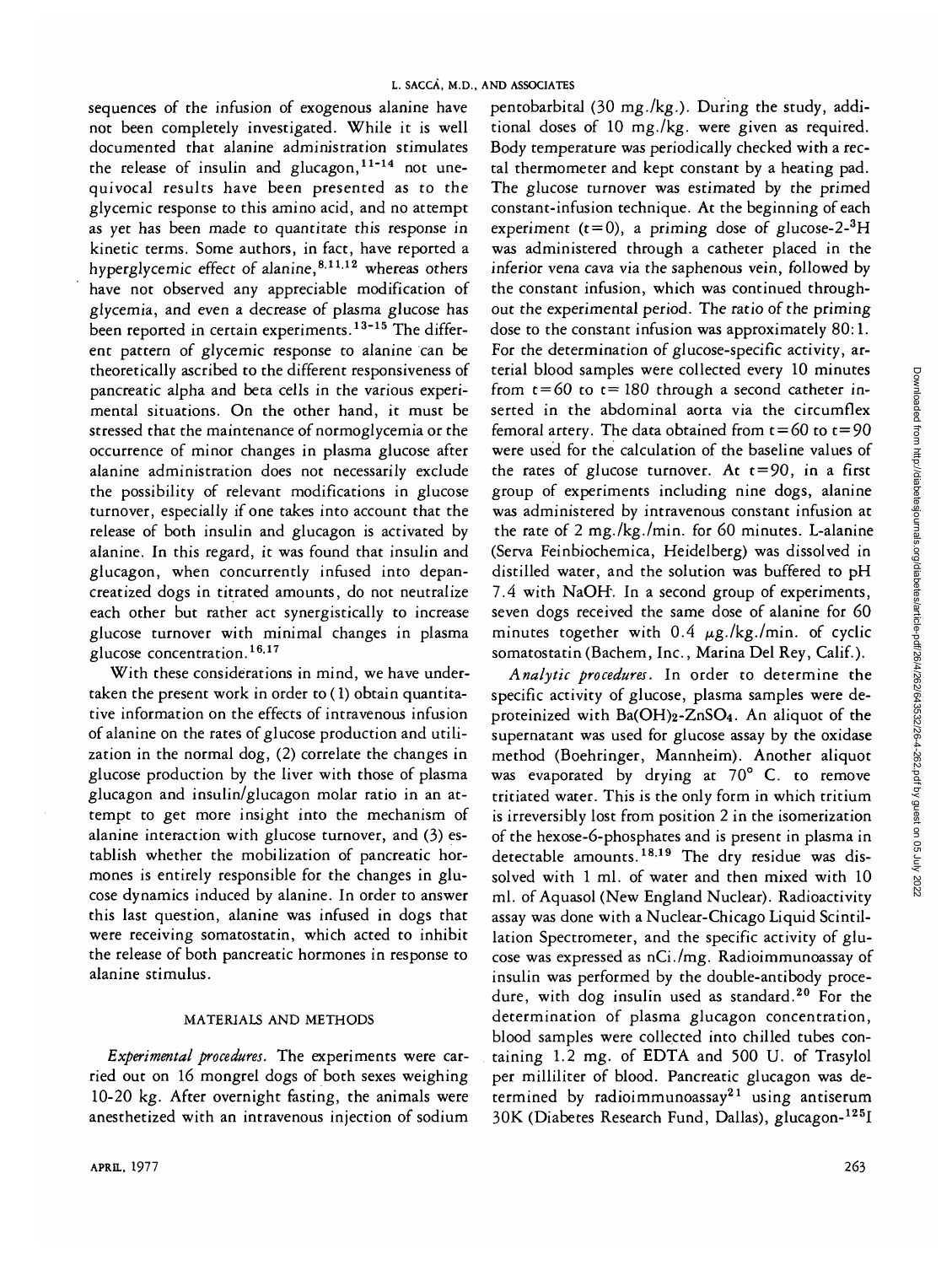sequences of the infusion of exogenous alanine have not been completely investigated. While it is well documented that alanine administration stimulates the release of insulin and glucagon,[11-14] not unequivocal results have been presented as to the glycemic response to this amino acid, and no attempt as yet has been made to quantitate this response in kinetic terms. Some authors, in fact, have reported a hyperglycemic effect of alanine,[8,11,12] whereas others have not observed any appreciable modification of glycemia, and even a decrease of plasma glucose has been reported in certain experiments.[13-15] The different pattern of glycemic response to alanine can be theoretically ascribed to the different responsiveness of pancreatic alpha and beta cells in the various experimental situations. On the other hand, it must be stressed that the maintenance of normoglycemia or the occurrence of minor changes in plasma glucose after alanine administration does not necessarily exclude the possibility of relevant modifications in glucose turnover, especially if one takes into account that the release of both insulin and glucagon is activated by alanine. In this regard, it was found that insulin and glucagon, when concurrently infused into depancreatized dogs in titrated amounts, do not neutralize each other but rather act synergistically to increase glucose turnover with minimal changes in plasma glucose concentration.[16,17]

With these considerations in mind, we have undertaken the present work in order to (1) obtain quantitative information on the effects of intravenous infusion of alanine on the rates of glucose production and utilization in the normal dog, (2) correlate the changes in glucose production by the liver with those of plasma glucagon and insulin/glucagon molar ratio in an attempt to get more insight into the mechanism of alanine interaction with glucose turnover, and (3) establish whether the mobilization of pancreatic hormones is entirely responsible for the changes in glucose dynamics induced by alanine. In order to answer this last question, alanine was infused in dogs that were receiving somatostatin, which acted to inhibit the release of both pancreatic hormones in response to alanine stimulus.

## MATERIALS AND METHODS

*Experimental procedures.* The experiments were carried out on 16 mongrel dogs of both sexes weighing 10-20 kg. After overnight fasting, the animals were anesthetized with an intravenous injection of sodium pentobarbital (30 mg./kg.). During the study, additional doses of 10 mg./kg. were given as required. Body temperature was periodically checked with a rectal thermometer and kept constant by a heating pad. The glucose turnover was estimated by the primed constant-infusion technique. At the beginning of each experiment ($t=0$), a priming dose of glucose-2-$^3$H was administered through a catheter placed in the inferior vena cava via the saphenous vein, followed by the constant infusion, which was continued throughout the experimental period. The ratio of the priming dose to the constant infusion was approximately 80:1. For the determination of glucose-specific activity, arterial blood samples were collected every 10 minutes from $t=60$ to $t=180$ through a second catheter inserted in the abdominal aorta via the circumflex femoral artery. The data obtained from $t=60$ to $t=90$ were used for the calculation of the baseline values of the rates of glucose turnover. At $t=90$, in a first group of experiments including nine dogs, alanine was administered by intravenous constant infusion at the rate of 2 mg./kg./min. for 60 minutes. L-alanine (Serva Feinbiochemica, Heidelberg) was dissolved in distilled water, and the solution was buffered to pH 7.4 with NaOH. In a second group of experiments, seven dogs received the same dose of alanine for 60 minutes together with 0.4 $\mu$g./kg./min. of cyclic somatostatin (Bachem, Inc., Marina Del Rey, Calif.).

*Analytic procedures.* In order to determine the specific activity of glucose, plasma samples were deproteinized with $Ba(OH)_2$-$ZnSO_4$. An aliquot of the supernatant was used for glucose assay by the oxidase method (Boehringer, Mannheim). Another aliquot was evaporated by drying at 70° C. to remove tritiated water. This is the only form in which tritium is irreversibly lost from position 2 in the isomerization of the hexose-6-phosphates and is present in plasma in detectable amounts.[18,19] The dry residue was dissolved with 1 ml. of water and then mixed with 10 ml. of Aquasol (New England Nuclear). Radioactivity assay was done with a Nuclear-Chicago Liquid Scintillation Spectrometer, and the specific activity of glucose was expressed as nCi./mg. Radioimmunoassay of insulin was performed by the double-antibody procedure, with dog insulin used as standard.[20] For the determination of plasma glucagon concentration, blood samples were collected into chilled tubes containing 1.2 mg. of EDTA and 500 U. of Trasylol per milliliter of blood. Pancreatic glucagon was determined by radioimmunoassay[21] using antiserum 30K (Diabetes Research Fund, Dallas), glucagon-$^{125}$I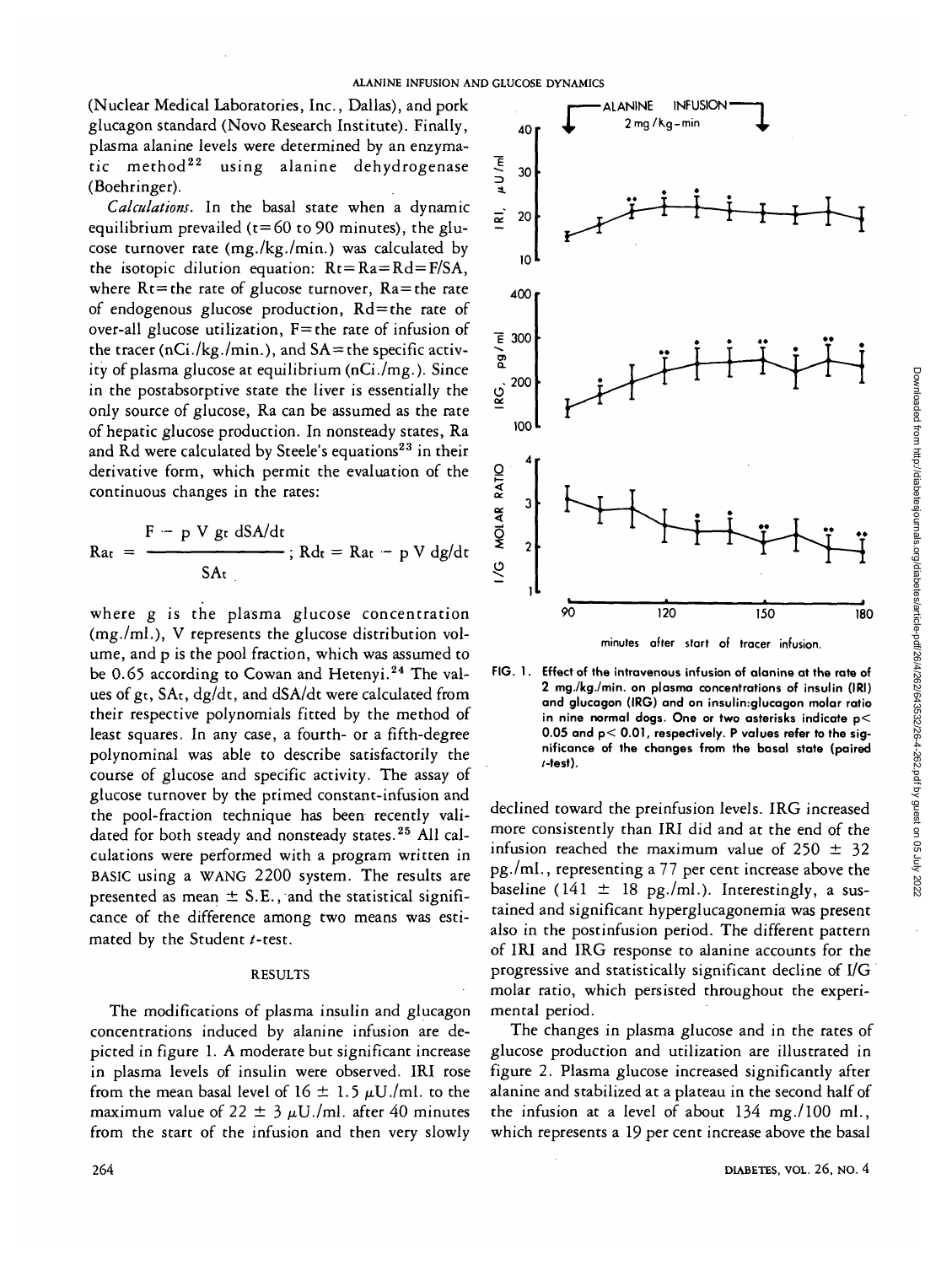(Nuclear Medical Laboratories, Inc., Dallas), and pork glucagon standard (Novo Research Institute). Finally, plasma alanine levels were determined by an enzymatic method[22] using alanine dehydrogenase (Boehringer).

*Calculations.* In the basal state when a dynamic equilibrium prevailed (t = 60 to 90 minutes), the glucose turnover rate (mg./kg./min.) was calculated by the isotopic dilution equation: $Rt = Ra = Rd = F/SA$, where Rt = the rate of glucose turnover, Ra = the rate of endogenous glucose production, Rd = the rate of over-all glucose utilization, F = the rate of infusion of the tracer (nCi./kg./min.), and SA = the specific activity of plasma glucose at equilibrium (nCi./mg.). Since in the postabsorptive state the liver is essentially the only source of glucose, Ra can be assumed as the rate of hepatic glucose production. In nonsteady states, Ra and Rd were calculated by Steele's equations[23] in their derivative form, which permit the evaluation of the continuous changes in the rates:

$$Ra_t = \frac{F - p\,V\,g_t\,dSA/dt}{SA_t}\,;\quad Rd_t = Ra_t - p\,V\,dg/dt$$

where g is the plasma glucose concentration (mg./ml.), V represents the glucose distribution volume, and p is the pool fraction, which was assumed to be 0.65 according to Cowan and Hetenyi.[24] The values of $g_t$, $SA_t$, dg/dt, and dSA/dt were calculated from their respective polynomials fitted by the method of least squares. In any case, a fourth- or a fifth-degree polynominal was able to describe satisfactorily the course of glucose and specific activity. The assay of glucose turnover by the primed constant-infusion and the pool-fraction technique has been recently validated for both steady and nonsteady states.[25] All calculations were performed with a program written in BASIC using a WANG 2200 system. The results are presented as mean ± S.E., and the statistical significance of the difference among two means was estimated by the Student *t*-test.

## RESULTS

The modifications of plasma insulin and glucagon concentrations induced by alanine infusion are depicted in figure 1. A moderate but significant increase in plasma levels of insulin were observed. IRI rose from the mean basal level of 16 ± 1.5 μU./ml. to the maximum value of 22 ± 3 μU./ml. after 40 minutes from the start of the infusion and then very slowly declined toward the preinfusion levels. IRG increased more consistently than IRI did and at the end of the infusion reached the maximum value of 250 ± 32 pg./ml., representing a 77 per cent increase above the baseline (141 ± 18 pg./ml.). Interestingly, a sustained and significant hyperglucagonemia was present also in the postinfusion period. The different pattern of IRI and IRG response to alanine accounts for the progressive and statistically significant decline of I/G molar ratio, which persisted throughout the experimental period.

FIG. 1. Effect of the intravenous infusion of alanine at the rate of 2 mg./kg./min. on plasma concentrations of insulin (IRI) and glucagon (IRG) and on insulin:glucagon molar ratio in nine normal dogs. One or two asterisks indicate $p < 0.05$ and $p < 0.01$, respectively. P values refer to the significance of the changes from the basal state (paired *t*-test).

The changes in plasma glucose and in the rates of glucose production and utilization are illustrated in figure 2. Plasma glucose increased significantly after alanine and stabilized at a plateau in the second half of the infusion at a level of about 134 mg./100 ml., which represents a 19 per cent increase above the basal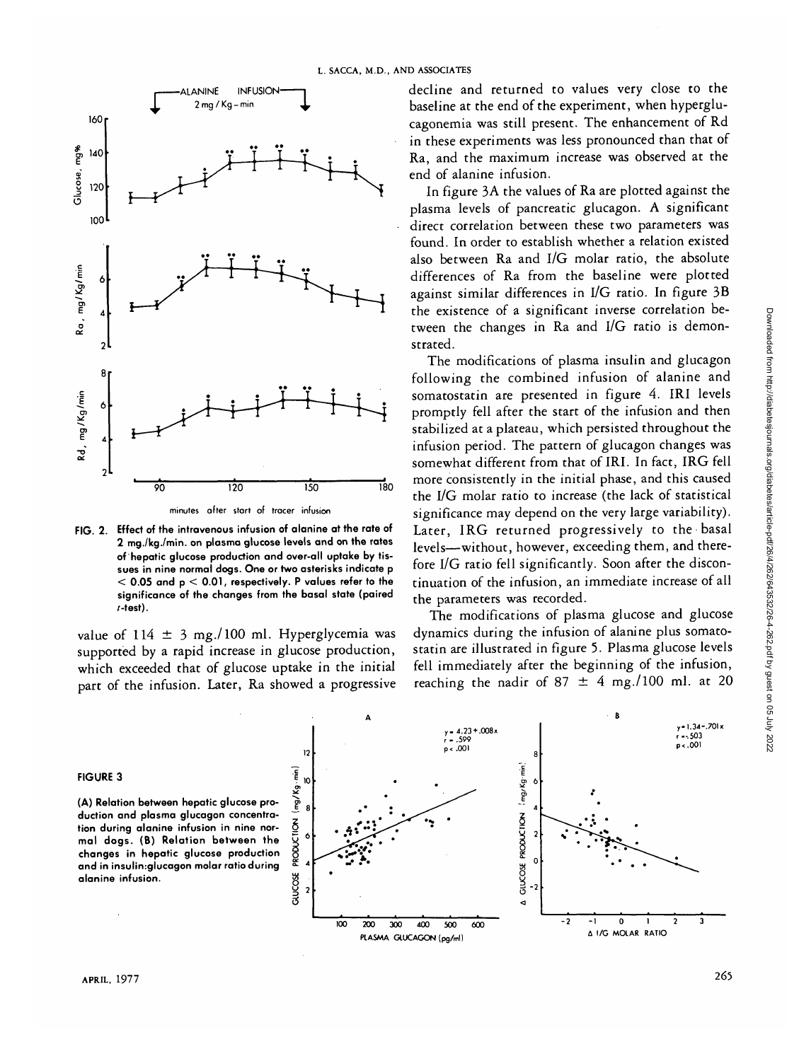FIG. 2. Effect of the intravenous infusion of alanine at the rate of 2 mg./kg./min. on plasma glucose levels and on the rates of hepatic glucose production and over-all uptake by tissues in nine normal dogs. One or two asterisks indicate $p < 0.05$ and $p < 0.01$, respectively. P values refer to the significance of the changes from the basal state (paired $t$-test).

value of 114 ± 3 mg./100 ml. Hyperglycemia was supported by a rapid increase in glucose production, which exceeded that of glucose uptake in the initial part of the infusion. Later, Ra showed a progressive decline and returned to values very close to the baseline at the end of the experiment, when hyperglucagonemia was still present. The enhancement of Rd in these experiments was less pronounced than that of Ra, and the maximum increase was observed at the end of alanine infusion.

In figure 3A the values of Ra are plotted against the plasma levels of pancreatic glucagon. A significant direct correlation between these two parameters was found. In order to establish whether a relation existed also between Ra and I/G molar ratio, the absolute differences of Ra from the baseline were plotted against similar differences in I/G ratio. In figure 3B the existence of a significant inverse correlation between the changes in Ra and I/G ratio is demonstrated.

The modifications of plasma insulin and glucagon following the combined infusion of alanine and somatostatin are presented in figure 4. IRI levels promptly fell after the start of the infusion and then stabilized at a plateau, which persisted throughout the infusion period. The pattern of glucagon changes was somewhat different from that of IRI. In fact, IRG fell more consistently in the initial phase, and this caused the I/G molar ratio to increase (the lack of statistical significance may depend on the very large variability). Later, IRG returned progressively to the basal levels—without, however, exceeding them, and therefore I/G ratio fell significantly. Soon after the discontinuation of the infusion, an immediate increase of all the parameters was recorded.

The modifications of plasma glucose and glucose dynamics during the infusion of alanine plus somatostatin are illustrated in figure 5. Plasma glucose levels fell immediately after the beginning of the infusion, reaching the nadir of 87 ± 4 mg./100 ml. at 20

**FIGURE 3**

(A) Relation between hepatic glucose production and plasma glucagon concentration during alanine infusion in nine normal dogs. (B) Relation between the changes in hepatic glucose production and in insulin:glucagon molar ratio during alanine infusion.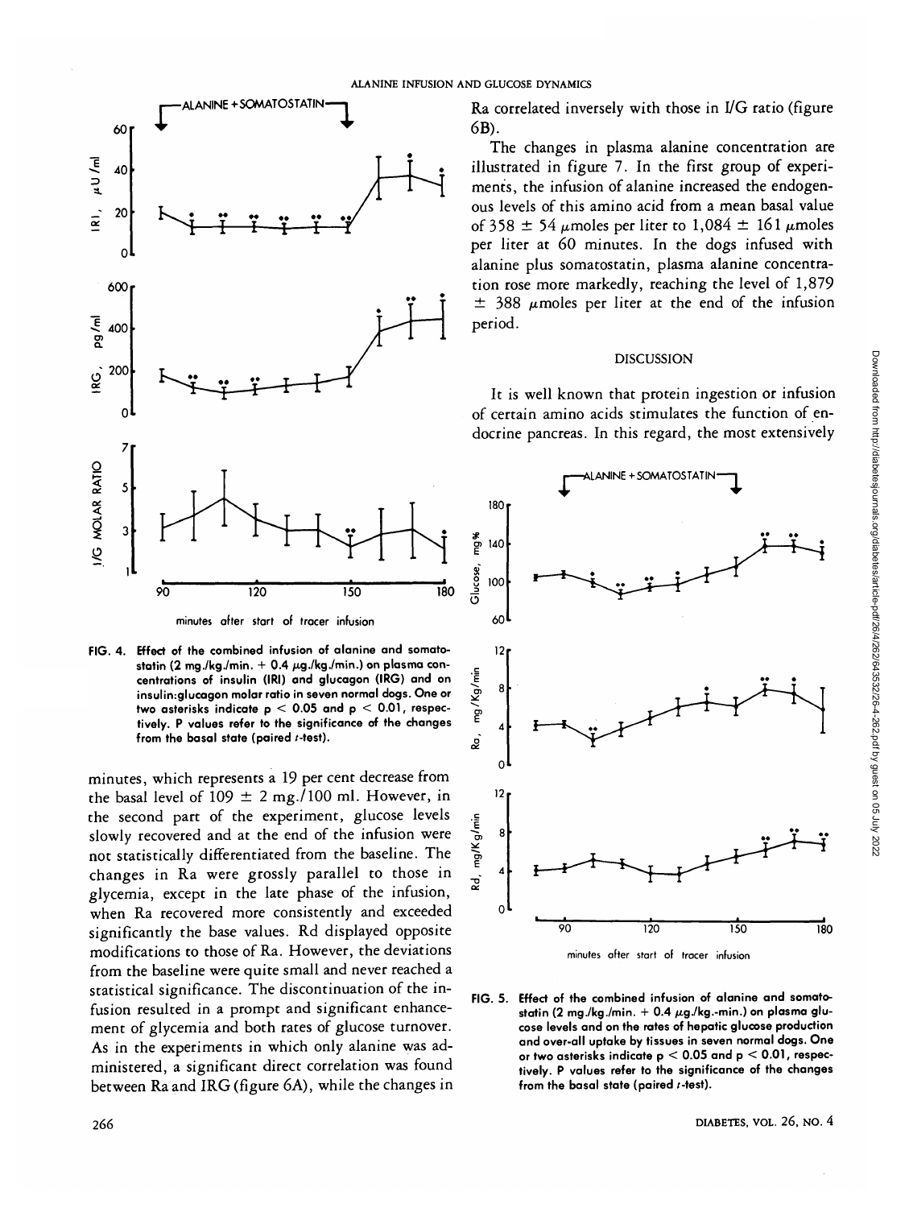FIG. 4. Effect of the combined infusion of alanine and somatostatin (2 mg./kg./min. + 0.4 μg./kg./min.) on plasma concentrations of insulin (IRI) and glucagon (IRG) and on insulin:glucagon molar ratio in seven normal dogs. One or two asterisks indicate $p < 0.05$ and $p < 0.01$, respectively. P values refer to the significance of the changes from the basal state (paired t-test).

minutes, which represents a 19 per cent decrease from the basal level of 109 ± 2 mg./100 ml. However, in the second part of the experiment, glucose levels slowly recovered and at the end of the infusion were not statistically differentiated from the baseline. The changes in Ra were grossly parallel to those in glycemia, except in the late phase of the infusion, when Ra recovered more consistently and exceeded significantly the base values. Rd displayed opposite modifications to those of Ra. However, the deviations from the baseline were quite small and never reached a statistical significance. The discontinuation of the infusion resulted in a prompt and significant enhancement of glycemia and both rates of glucose turnover. As in the experiments in which only alanine was administered, a significant direct correlation was found between Ra and IRG (figure 6A), while the changes in Ra correlated inversely with those in I/G ratio (figure 6B).

The changes in plasma alanine concentration are illustrated in figure 7. In the first group of experiments, the infusion of alanine increased the endogenous levels of this amino acid from a mean basal value of 358 ± 54 μmoles per liter to 1,084 ± 161 μmoles per liter at 60 minutes. In the dogs infused with alanine plus somatostatin, plasma alanine concentration rose more markedly, reaching the level of 1,879 ± 388 μmoles per liter at the end of the infusion period.

## DISCUSSION

It is well known that protein ingestion or infusion of certain amino acids stimulates the function of endocrine pancreas. In this regard, the most extensively

FIG. 5. Effect of the combined infusion of alanine and somatostatin (2 mg./kg./min. + 0.4 μg./kg.-min.) on plasma glucose levels and on the rates of hepatic glucose production and over-all uptake by tissues in seven normal dogs. One or two asterisks indicate $p < 0.05$ and $p < 0.01$, respectively. P values refer to the significance of the changes from the basal state (paired t-test).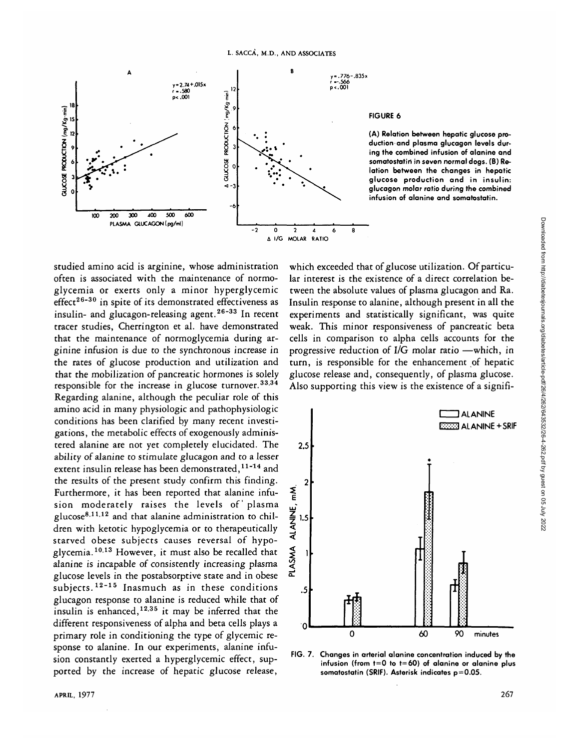**FIGURE 6**

**(A) Relation between hepatic glucose production and plasma glucagon levels during the combined infusion of alanine and somatostatin in seven normal dogs. (B) Relation between the changes in hepatic glucose production and in insulin: glucagon molar ratio during the combined infusion of alanine and somatostatin.**

studied amino acid is arginine, whose administration often is associated with the maintenance of normoglycemia or exerts only a minor hyperglycemic effect[26-30] in spite of its demonstrated effectiveness as insulin- and glucagon-releasing agent.[26-33] In recent tracer studies, Cherrington et al. have demonstrated that the maintenance of normoglycemia during arginine infusion is due to the synchronous increase in the rates of glucose production and utilization and that the mobilization of pancreatic hormones is solely responsible for the increase in glucose turnover.[33,34] Regarding alanine, although the peculiar role of this amino acid in many physiologic and pathophysiologic conditions has been clarified by many recent investigations, the metabolic effects of exogenously administered alanine are not yet completely elucidated. The ability of alanine to stimulate glucagon and to a lesser extent insulin release has been demonstrated,[11-14] and the results of the present study confirm this finding. Furthermore, it has been reported that alanine infusion moderately raises the levels of plasma glucose[8,11,12] and that alanine administration to children with ketotic hypoglycemia or to therapeutically starved obese subjects causes reversal of hypoglycemia.[10,13] However, it must also be recalled that alanine is incapable of consistently increasing plasma glucose levels in the postabsorptive state and in obese subjects.[12-15] Inasmuch as in these conditions glucagon response to alanine is reduced while that of insulin is enhanced,[12,35] it may be inferred that the different responsiveness of alpha and beta cells plays a primary role in conditioning the type of glycemic response to alanine. In our experiments, alanine infusion constantly exerted a hyperglycemic effect, supported by the increase of hepatic glucose release, which exceeded that of glucose utilization. Of particular interest is the existence of a direct correlation between the absolute values of plasma glucagon and Ra. Insulin response to alanine, although present in all the experiments and statistically significant, was quite weak. This minor responsiveness of pancreatic beta cells in comparison to alpha cells accounts for the progressive reduction of I/G molar ratio —which, in turn, is responsible for the enhancement of hepatic glucose release and, consequently, of plasma glucose. Also supporting this view is the existence of a signifi-

FIG. 7. Changes in arterial alanine concentration induced by the infusion (from t=0 to t=60) of alanine or alanine plus somatostatin (SRIF). Asterisk indicates p=0.05.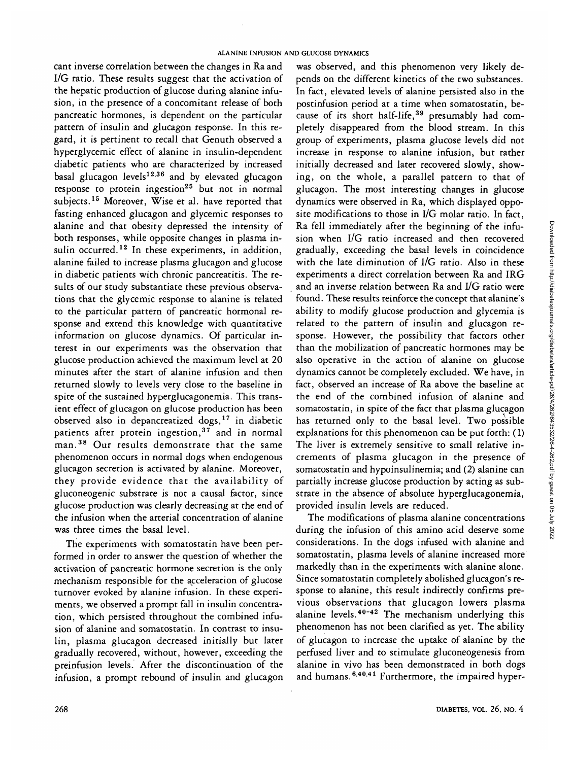cant inverse correlation between the changes in Ra and I/G ratio. These results suggest that the activation of the hepatic production of glucose during alanine infusion, in the presence of a concomitant release of both pancreatic hormones, is dependent on the particular pattern of insulin and glucagon response. In this regard, it is pertinent to recall that Genuth observed a hyperglycemic effect of alanine in insulin-dependent diabetic patients who are characterized by increased basal glucagon levels[12,36] and by elevated glucagon response to protein ingestion[25] but not in normal subjects.[15] Moreover, Wise et al. have reported that fasting enhanced glucagon and glycemic responses to alanine and that obesity depressed the intensity of both responses, while opposite changes in plasma insulin occurred.[12] In these experiments, in addition, alanine failed to increase plasma glucagon and glucose in diabetic patients with chronic pancreatitis. The results of our study substantiate these previous observations that the glycemic response to alanine is related to the particular pattern of pancreatic hormonal response and extend this knowledge with quantitative information on glucose dynamics. Of particular interest in our experiments was the observation that glucose production achieved the maximum level at 20 minutes after the start of alanine infusion and then returned slowly to levels very close to the baseline in spite of the sustained hyperglucagonemia. This transient effect of glucagon on glucose production has been observed also in depancreatized dogs,[17] in diabetic patients after protein ingestion,[37] and in normal man.[38] Our results demonstrate that the same phenomenon occurs in normal dogs when endogenous glucagon secretion is activated by alanine. Moreover, they provide evidence that the availability of gluconeogenic substrate is not a causal factor, since glucose production was clearly decreasing at the end of the infusion when the arterial concentration of alanine was three times the basal level.

The experiments with somatostatin have been performed in order to answer the question of whether the activation of pancreatic hormone secretion is the only mechanism responsible for the acceleration of glucose turnover evoked by alanine infusion. In these experiments, we observed a prompt fall in insulin concentration, which persisted throughout the combined infusion of alanine and somatostatin. In contrast to insulin, plasma glucagon decreased initially but later gradually recovered, without, however, exceeding the preinfusion levels. After the discontinuation of the infusion, a prompt rebound of insulin and glucagon was observed, and this phenomenon very likely depends on the different kinetics of the two substances. In fact, elevated levels of alanine persisted also in the postinfusion period at a time when somatostatin, because of its short half-life,[39] presumably had completely disappeared from the blood stream. In this group of experiments, plasma glucose levels did not increase in response to alanine infusion, but rather initially decreased and later recovered slowly, showing, on the whole, a parallel pattern to that of glucagon. The most interesting changes in glucose dynamics were observed in Ra, which displayed opposite modifications to those in I/G molar ratio. In fact, Ra fell immediately after the beginning of the infusion when I/G ratio increased and then recovered gradually, exceeding the basal levels in coincidence with the late diminution of I/G ratio. Also in these experiments a direct correlation between Ra and IRG and an inverse relation between Ra and I/G ratio were found. These results reinforce the concept that alanine's ability to modify glucose production and glycemia is related to the pattern of insulin and glucagon response. However, the possibility that factors other than the mobilization of pancreatic hormones may be also operative in the action of alanine on glucose dynamics cannot be completely excluded. We have, in fact, observed an increase of Ra above the baseline at the end of the combined infusion of alanine and somatostatin, in spite of the fact that plasma glucagon has returned only to the basal level. Two possible explanations for this phenomenon can be put forth: (1) The liver is extremely sensitive to small relative increments of plasma glucagon in the presence of somatostatin and hypoinsulinemia; and (2) alanine can partially increase glucose production by acting as substrate in the absence of absolute hyperglucagonemia, provided insulin levels are reduced.

The modifications of plasma alanine concentrations during the infusion of this amino acid deserve some considerations. In the dogs infused with alanine and somatostatin, plasma levels of alanine increased more markedly than in the experiments with alanine alone. Since somatostatin completely abolished glucagon's response to alanine, this result indirectly confirms previous observations that glucagon lowers plasma alanine levels.[40-42] The mechanism underlying this phenomenon has not been clarified as yet. The ability of glucagon to increase the uptake of alanine by the perfused liver and to stimulate gluconeogenesis from alanine in vivo has been demonstrated in both dogs and humans.[6,40,41] Furthermore, the impaired hyper-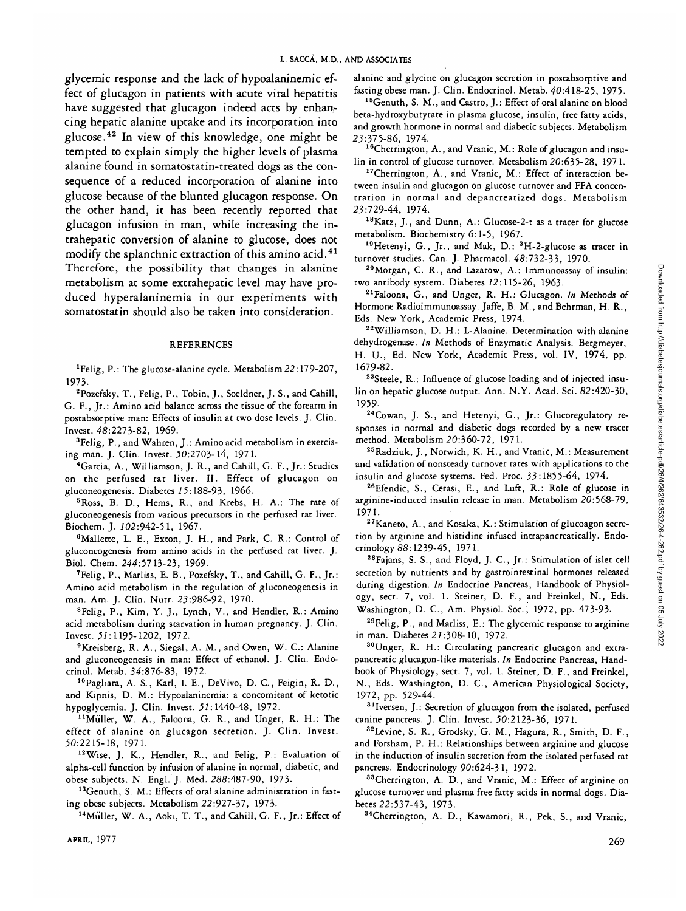glycemic response and the lack of hypoalaninemic effect of glucagon in patients with acute viral hepatitis have suggested that glucagon indeed acts by enhancing hepatic alanine uptake and its incorporation into glucose.[42] In view of this knowledge, one might be tempted to explain simply the higher levels of plasma alanine found in somatostatin-treated dogs as the consequence of a reduced incorporation of alanine into glucose because of the blunted glucagon response. On the other hand, it has been recently reported that glucagon infusion in man, while increasing the intrahepatic conversion of alanine to glucose, does not modify the splanchnic extraction of this amino acid.[41] Therefore, the possibility that changes in alanine metabolism at some extrahepatic level may have produced hyperalaninemia in our experiments with somatostatin should also be taken into consideration.

## REFERENCES

[1]Felig, P.: The glucose-alanine cycle. Metabolism *22*:179-207, 1973.

[2]Pozefsky, T., Felig, P., Tobin, J., Soeldner, J. S., and Cahill, G. F., Jr.: Amino acid balance across the tissue of the forearm in postabsorptive man: Effects of insulin at two dose levels. J. Clin. Invest. *48*:2273-82, 1969.

[3]Felig, P., and Wahren, J.: Amino acid metabolism in exercising man. J. Clin. Invest. *50*:2703-14, 1971.

[4]Garcia, A., Williamson, J. R., and Cahill, G. F., Jr.: Studies on the perfused rat liver. II. Effect of glucagon on gluconeogenesis. Diabetes *15*:188-93, 1966.

[5]Ross, B. D., Hems, R., and Krebs, H. A.: The rate of gluconeogenesis from various precursors in the perfused rat liver. Biochem. J. *102*:942-51, 1967.

[6]Mallette, L. E., Exton, J. H., and Park, C. R.: Control of gluconeogenesis from amino acids in the perfused rat liver. J. Biol. Chem. *244*:5713-23, 1969.

[7]Felig, P., Marliss, E. B., Pozefsky, T., and Cahill, G. F., Jr.: Amino acid metabolism in the regulation of gluconeogenesis in man. Am. J. Clin. Nutr. *23*:986-92, 1970.

[8]Felig, P., Kim, Y. J., Lynch, V., and Hendler, R.: Amino acid metabolism during starvation in human pregnancy. J. Clin. Invest. *51*:1195-1202, 1972.

[9]Kreisberg, R. A., Siegal, A. M., and Owen, W. C.: Alanine and gluconeogenesis in man: Effect of ethanol. J. Clin. Endocrinol. Metab. *34*:876-83, 1972.

[10]Pagliara, A. S., Karl, I. E., DeVivo, D. C., Feigin, R. D., and Kipnis, D. M.: Hypoalaninemia: a concomitant of ketotic hypoglycemia. J. Clin. Invest. *51*:1440-48, 1972.

[11]Müller, W. A., Faloona, G. R., and Unger, R. H.: The effect of alanine on glucagon secretion. J. Clin. Invest. *50*:2215-18, 1971.

[12]Wise, J. K., Hendler, R., and Felig, P.: Evaluation of alpha-cell function by infusion of alanine in normal, diabetic, and obese subjects. N. Engl. J. Med. *288*:487-90, 1973.

[13]Genuth, S. M.: Effects of oral alanine administration in fasting obese subjects. Metabolism *22*:927-37, 1973.

[14]Müller, W. A., Aoki, T. T., and Cahill, G. F., Jr.: Effect of alanine and glycine on glucagon secretion in postabsorptive and fasting obese man. J. Clin. Endocrinol. Metab. *40*:418-25, 1975.

[15]Genuth, S. M., and Castro, J.: Effect of oral alanine on blood beta-hydroxybutyrate in plasma glucose, insulin, free fatty acids, and growth hormone in normal and diabetic subjects. Metabolism *23*:375-86, 1974.

[16]Cherrington, A., and Vranic, M.: Role of glucagon and insulin in control of glucose turnover. Metabolism *20*:635-28, 1971.

[17]Cherrington, A., and Vranic, M.: Effect of interaction between insulin and glucagon on glucose turnover and FFA concentration in normal and depancreatized dogs. Metabolism *23*:729-44, 1974.

[18]Katz, J., and Dunn, A.: Glucose-2-t as a tracer for glucose metabolism. Biochemistry *6*:1-5, 1967.

[19]Hetenyi, G., Jr., and Mak, D.: $^{3}$H-2-glucose as tracer in turnover studies. Can. J. Pharmacol. *48*:732-33, 1970.

[20]Morgan, C. R., and Lazarow, A.: Immunoassay of insulin: two antibody system. Diabetes *12*:115-26, 1963.

[21]Faloona, G., and Unger, R. H.: Glucagon. *In* Methods of Hormone Radioimmunoassay. Jaffe, B. M., and Behrman, H. R., Eds. New York, Academic Press, 1974.

[22]Williamson, D. H.: L-Alanine. Determination with alanine dehydrogenase. *In* Methods of Enzymatic Analysis. Bergmeyer, H. U., Ed. New York, Academic Press, vol. IV, 1974, pp. 1679-82.

[23]Steele, R.: Influence of glucose loading and of injected insulin on hepatic glucose output. Ann. N.Y. Acad. Sci. *82*:420-30, 1959.

[24]Cowan, J. S., and Hetenyi, G., Jr.: Glucoregulatory responses in normal and diabetic dogs recorded by a new tracer method. Metabolism *20*:360-72, 1971.

[25]Radziuk, J., Norwich, K. H., and Vranic, M.: Measurement and validation of nonsteady turnover rates with applications to the insulin and glucose systems. Fed. Proc. *33*:1855-64, 1974.

[26]Efendic, S., Cerasi, E., and Luft, R.: Role of glucose in arginine-induced insulin release in man. Metabolism *20*:568-79, 1971.

[27]Kaneto, A., and Kosaka, K.: Stimulation of glucoagon secretion by arginine and histidine infused intrapancreatically. Endocrinology *88*:1239-45, 1971.

[28]Fajans, S. S., and Floyd, J. C., Jr.: Stimulation of islet cell secretion by nutrients and by gastrointestinal hormones released during digestion. *In* Endocrine Pancreas, Handbook of Physiology, sect. 7, vol. 1. Steiner, D. F., and Freinkel, N., Eds. Washington, D. C., Am. Physiol. Soc., 1972, pp. 473-93.

[29]Felig, P., and Marliss, E.: The glycemic response to arginine in man. Diabetes *21*:308-10, 1972.

[30]Unger, R. H.: Circulating pancreatic glucagon and extrapancreatic glucagon-like materials. *In* Endocrine Pancreas, Handbook of Physiology, sect. 7, vol. 1. Steiner, D. F., and Freinkel, N., Eds. Washington, D. C., American Physiological Society, 1972, pp. 529-44.

[31]Iversen, J.: Secretion of glucagon from the isolated, perfused canine pancreas. J. Clin. Invest. *50*:2123-36, 1971.

[32]Levine, S. R., Grodsky, G. M., Hagura, R., Smith, D. F., and Forsham, P. H.: Relationships between arginine and glucose in the induction of insulin secretion from the isolated perfused rat pancreas. Endocrinology *90*:624-31, 1972.

[33]Cherrington, A. D., and Vranic, M.: Effect of arginine on glucose turnover and plasma free fatty acids in normal dogs. Diabetes *22*:537-43, 1973.

[34]Cherrington, A. D., Kawamori, R., Pek, S., and Vranic,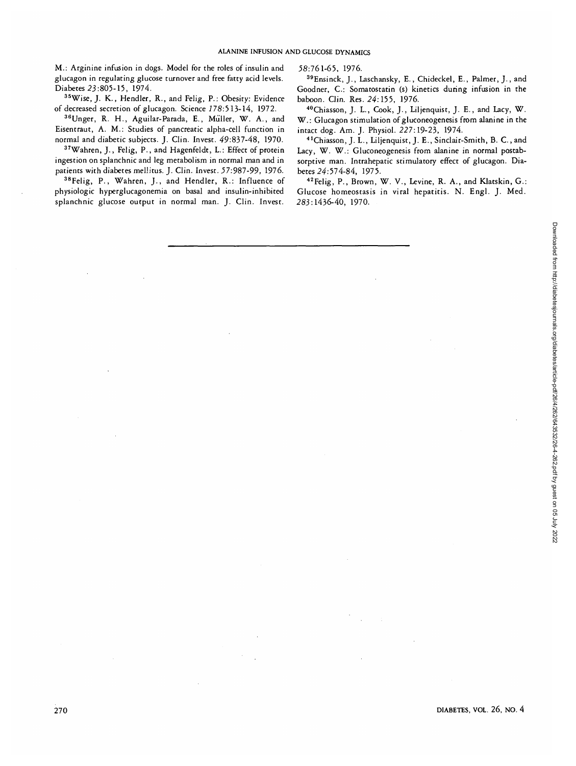M.: Arginine infusion in dogs. Model for the roles of insulin and glucagon in regulating glucose turnover and free fatty acid levels. Diabetes *23*:805-15, 1974.

[35]Wise, J. K., Hendler, R., and Felig, P.: Obesity: Evidence of decreased secretion of glucagon. Science *178*:513-14, 1972.

[36]Unger, R. H., Aguilar-Parada, E., Müller, W. A., and Eisentraut, A. M.: Studies of pancreatic alpha-cell function in normal and diabetic subjects. J. Clin. Invest. *49*:837-48, 1970.

[37]Wahren, J., Felig, P., and Hagenfeldt, L.: Effect of protein ingestion on splanchnic and leg metabolism in normal man and in patients with diabetes mellitus. J. Clin. Invest. *57*:987-99, 1976.

[38]Felig, P., Wahren, J., and Hendler, R.: Influence of physiologic hyperglucagonemia on basal and insulin-inhibited splanchnic glucose output in normal man. J. Clin. Invest. *58*:761-65, 1976.

[39]Ensinck, J., Laschansky, E., Chideckel, E., Palmer, J., and Goodner, C.: Somatostatin (s) kinetics during infusion in the baboon. Clin. Res. *24*:155, 1976.

[40]Chiasson, J. L., Cook, J., Liljenquist, J. E., and Lacy, W. W.: Glucagon stimulation of gluconeogenesis from alanine in the intact dog. Am. J. Physiol. *227*:19-23, 1974.

[41]Chiasson, J. L., Liljenquist, J. E., Sinclair-Smith, B. C., and Lacy, W. W.: Gluconeogenesis from alanine in normal postabsorptive man. Intrahepatic stimulatory effect of glucagon. Diabetes *24*:574-84, 1975.

[42]Felig, P., Brown, W. V., Levine, R. A., and Klatskin, G.: Glucose homeostasis in viral hepatitis. N. Engl. J. Med. *283*:1436-40, 1970.